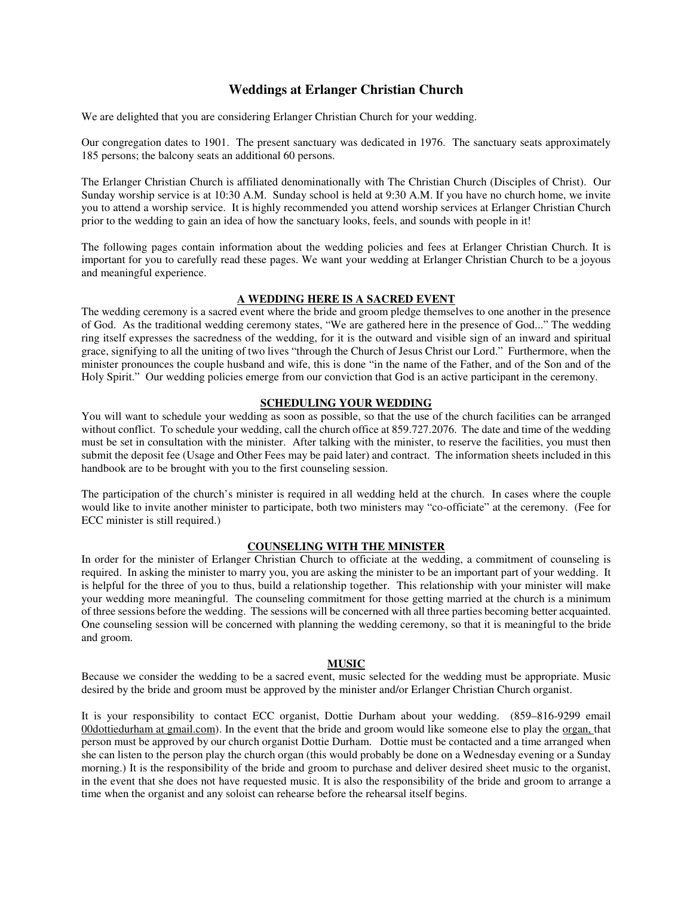# Weddings at Erlanger Christian Church

We are delighted that you are considering Erlanger Christian Church for your wedding.

Our congregation dates to 1901. The present sanctuary was dedicated in 1976. The sanctuary seats approximately 185 persons; the balcony seats an additional 60 persons.

The Erlanger Christian Church is affiliated denominationally with The Christian Church (Disciples of Christ). Our Sunday worship service is at 10:30 A.M. Sunday school is held at 9:30 A.M. If you have no church home, we invite you to attend a worship service. It is highly recommended you attend worship services at Erlanger Christian Church prior to the wedding to gain an idea of how the sanctuary looks, feels, and sounds with people in it!

The following pages contain information about the wedding policies and fees at Erlanger Christian Church. It is important for you to carefully read these pages. We want your wedding at Erlanger Christian Church to be a joyous and meaningful experience.

## A WEDDING HERE IS A SACRED EVENT

The wedding ceremony is a sacred event where the bride and groom pledge themselves to one another in the presence of God. As the traditional wedding ceremony states, "We are gathered here in the presence of God..." The wedding ring itself expresses the sacredness of the wedding, for it is the outward and visible sign of an inward and spiritual grace, signifying to all the uniting of two lives "through the Church of Jesus Christ our Lord." Furthermore, when the minister pronounces the couple husband and wife, this is done "in the name of the Father, and of the Son and of the Holy Spirit." Our wedding policies emerge from our conviction that God is an active participant in the ceremony.

## SCHEDULING YOUR WEDDING

You will want to schedule your wedding as soon as possible, so that the use of the church facilities can be arranged without conflict. To schedule your wedding, call the church office at 859.727.2076. The date and time of the wedding must be set in consultation with the minister. After talking with the minister, to reserve the facilities, you must then submit the deposit fee (Usage and Other Fees may be paid later) and contract. The information sheets included in this handbook are to be brought with you to the first counseling session.

The participation of the church's minister is required in all wedding held at the church. In cases where the couple would like to invite another minister to participate, both two ministers may "co-officiate" at the ceremony. (Fee for ECC minister is still required.)

## COUNSELING WITH THE MINISTER

In order for the minister of Erlanger Christian Church to officiate at the wedding, a commitment of counseling is required. In asking the minister to marry you, you are asking the minister to be an important part of your wedding. It is helpful for the three of you to thus, build a relationship together. This relationship with your minister will make your wedding more meaningful. The counseling commitment for those getting married at the church is a minimum of three sessions before the wedding. The sessions will be concerned with all three parties becoming better acquainted. One counseling session will be concerned with planning the wedding ceremony, so that it is meaningful to the bride and groom.

## MUSIC

Because we consider the wedding to be a sacred event, music selected for the wedding must be appropriate. Music desired by the bride and groom must be approved by the minister and/or Erlanger Christian Church organist.

It is your responsibility to contact ECC organist, Dottie Durham about your wedding. (859–816-9299 email 00dottiedurham at gmail.com). In the event that the bride and groom would like someone else to play the organ, that person must be approved by our church organist Dottie Durham. Dottie must be contacted and a time arranged when she can listen to the person play the church organ (this would probably be done on a Wednesday evening or a Sunday morning.) It is the responsibility of the bride and groom to purchase and deliver desired sheet music to the organist, in the event that she does not have requested music. It is also the responsibility of the bride and groom to arrange a time when the organist and any soloist can rehearse before the rehearsal itself begins.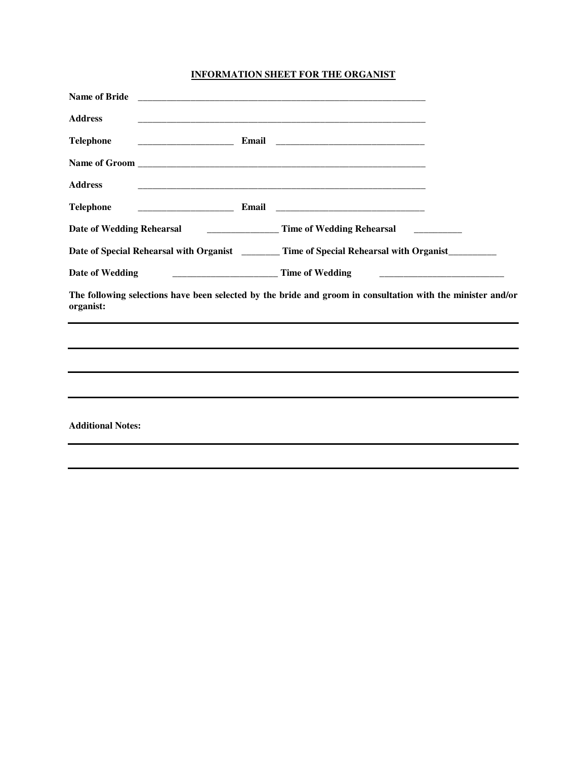# INFORMATION SHEET FOR THE ORGANIST

**Name of Bride** ______________________________________________________________

**Address** ______________________________________________________________

**Telephone** ____________________ **Email** ________________________________

**Name of Groom** ______________________________________________________________

**Address** ______________________________________________________________

**Telephone** ____________________ **Email** ________________________________

**Date of Wedding Rehearsal** _______________ **Time of Wedding Rehearsal** __________

**Date of Special Rehearsal with Organist** ________ **Time of Special Rehearsal with Organist**__________

**Date of Wedding** ______________________ **Time of Wedding** __________________________

**The following selections have been selected by the bride and groom in consultation with the minister and/or organist:**

---

---

---

---

**Additional Notes:**

---

---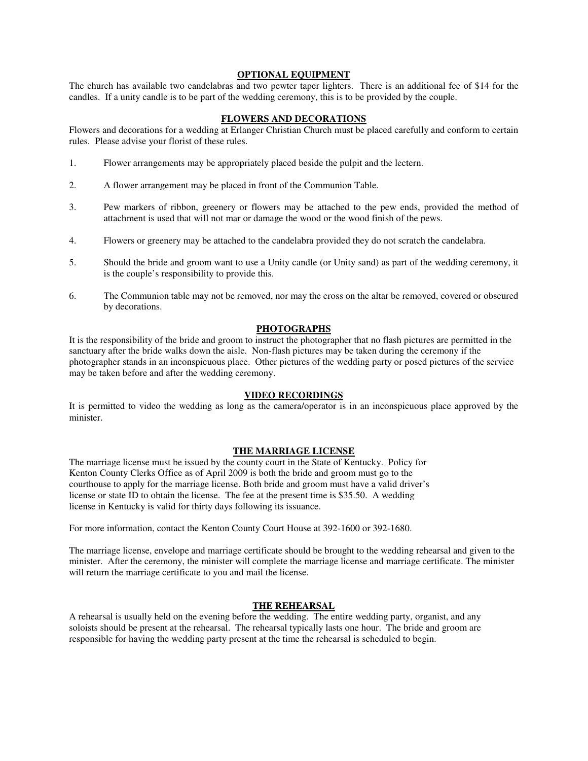## OPTIONAL EQUIPMENT

The church has available two candelabras and two pewter taper lighters. There is an additional fee of $14 for the candles. If a unity candle is to be part of the wedding ceremony, this is to be provided by the couple.

## FLOWERS AND DECORATIONS

Flowers and decorations for a wedding at Erlanger Christian Church must be placed carefully and conform to certain rules. Please advise your florist of these rules.

1. Flower arrangements may be appropriately placed beside the pulpit and the lectern.
2. A flower arrangement may be placed in front of the Communion Table.
3. Pew markers of ribbon, greenery or flowers may be attached to the pew ends, provided the method of attachment is used that will not mar or damage the wood or the wood finish of the pews.
4. Flowers or greenery may be attached to the candelabra provided they do not scratch the candelabra.
5. Should the bride and groom want to use a Unity candle (or Unity sand) as part of the wedding ceremony, it is the couple's responsibility to provide this.
6. The Communion table may not be removed, nor may the cross on the altar be removed, covered or obscured by decorations.

## PHOTOGRAPHS

It is the responsibility of the bride and groom to instruct the photographer that no flash pictures are permitted in the sanctuary after the bride walks down the aisle. Non-flash pictures may be taken during the ceremony if the photographer stands in an inconspicuous place. Other pictures of the wedding party or posed pictures of the service may be taken before and after the wedding ceremony.

## VIDEO RECORDINGS

It is permitted to video the wedding as long as the camera/operator is in an inconspicuous place approved by the minister.

## THE MARRIAGE LICENSE

The marriage license must be issued by the county court in the State of Kentucky. Policy for Kenton County Clerks Office as of April 2009 is both the bride and groom must go to the courthouse to apply for the marriage license. Both bride and groom must have a valid driver's license or state ID to obtain the license. The fee at the present time is $35.50. A wedding license in Kentucky is valid for thirty days following its issuance.

For more information, contact the Kenton County Court House at 392-1600 or 392-1680.

The marriage license, envelope and marriage certificate should be brought to the wedding rehearsal and given to the minister. After the ceremony, the minister will complete the marriage license and marriage certificate. The minister will return the marriage certificate to you and mail the license.

## THE REHEARSAL

A rehearsal is usually held on the evening before the wedding. The entire wedding party, organist, and any soloists should be present at the rehearsal. The rehearsal typically lasts one hour. The bride and groom are responsible for having the wedding party present at the time the rehearsal is scheduled to begin.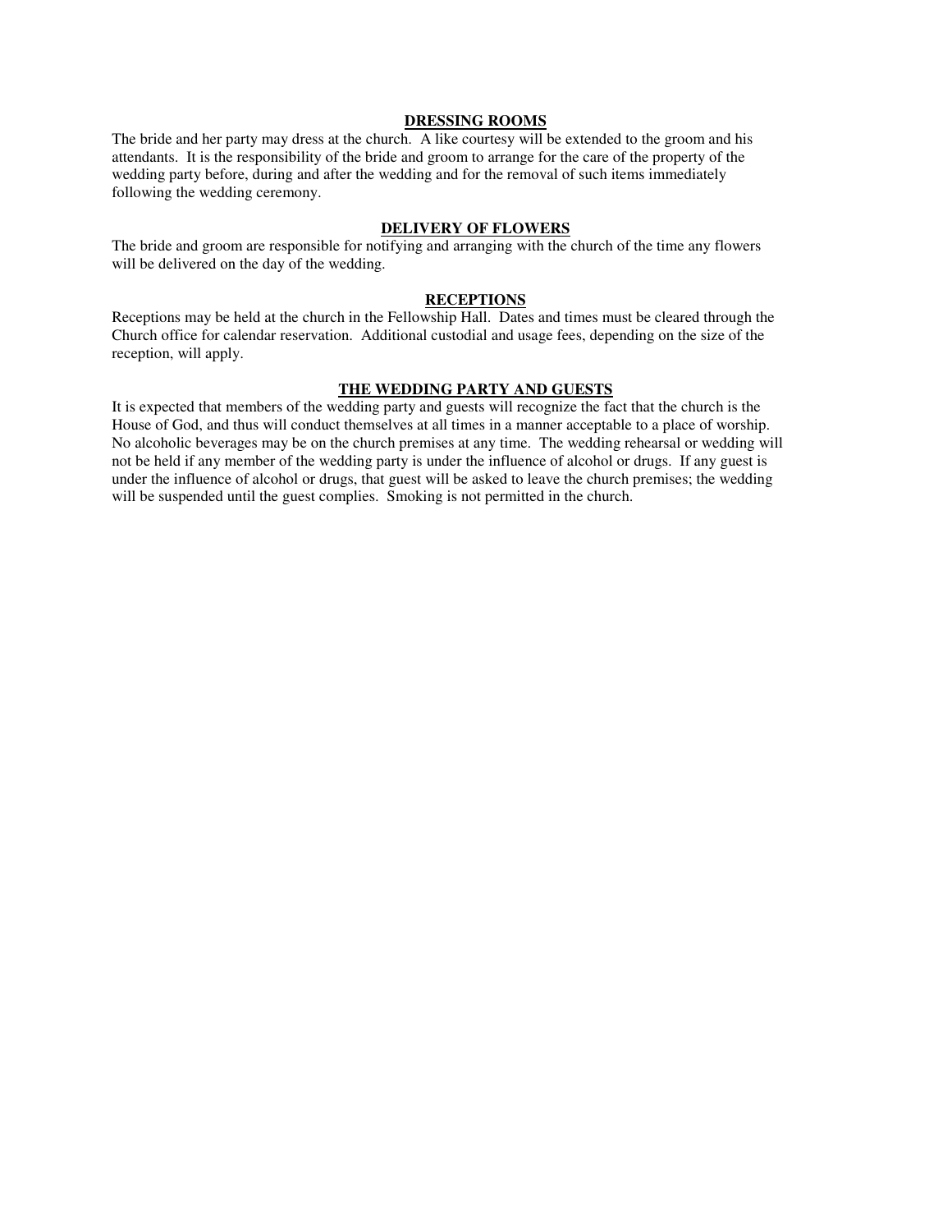## DRESSING ROOMS

The bride and her party may dress at the church. A like courtesy will be extended to the groom and his attendants. It is the responsibility of the bride and groom to arrange for the care of the property of the wedding party before, during and after the wedding and for the removal of such items immediately following the wedding ceremony.

## DELIVERY OF FLOWERS

The bride and groom are responsible for notifying and arranging with the church of the time any flowers will be delivered on the day of the wedding.

## RECEPTIONS

Receptions may be held at the church in the Fellowship Hall. Dates and times must be cleared through the Church office for calendar reservation. Additional custodial and usage fees, depending on the size of the reception, will apply.

## THE WEDDING PARTY AND GUESTS

It is expected that members of the wedding party and guests will recognize the fact that the church is the House of God, and thus will conduct themselves at all times in a manner acceptable to a place of worship. No alcoholic beverages may be on the church premises at any time. The wedding rehearsal or wedding will not be held if any member of the wedding party is under the influence of alcohol or drugs. If any guest is under the influence of alcohol or drugs, that guest will be asked to leave the church premises; the wedding will be suspended until the guest complies. Smoking is not permitted in the church.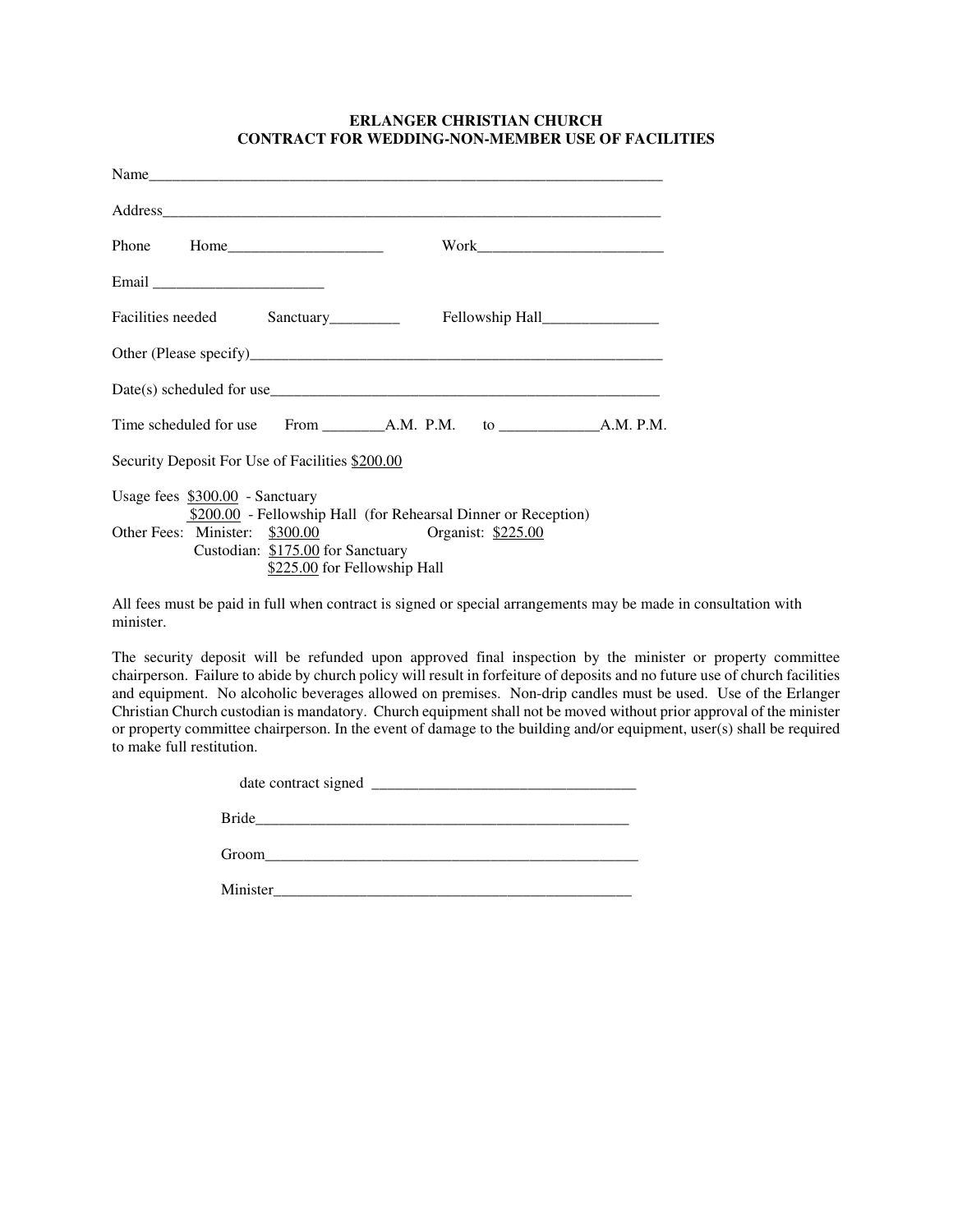**ERLANGER CHRISTIAN CHURCH**
**CONTRACT FOR WEDDING-NON-MEMBER USE OF FACILITIES**

Name_______________________________________________________________________

Address_____________________________________________________________________

Phone Home____________________ Work_________________________

Email ______________________

Facilities needed Sanctuary_________ Fellowship Hall_______________

Other (Please specify)________________________________________________________

Date(s) scheduled for use______________________________________________________

Time scheduled for use From ________A.M. P.M. to _____________A.M. P.M.

Security Deposit For Use of Facilities $200.00

Usage fees $300.00 - Sanctuary
$200.00 - Fellowship Hall (for Rehearsal Dinner or Reception)
Other Fees: Minister: $300.00 Organist: $225.00
Custodian: $175.00 for Sanctuary
$225.00 for Fellowship Hall

All fees must be paid in full when contract is signed or special arrangements may be made in consultation with minister.

The security deposit will be refunded upon approved final inspection by the minister or property committee chairperson. Failure to abide by church policy will result in forfeiture of deposits and no future use of church facilities and equipment. No alcoholic beverages allowed on premises. Non-drip candles must be used. Use of the Erlanger Christian Church custodian is mandatory. Church equipment shall not be moved without prior approval of the minister or property committee chairperson. In the event of damage to the building and/or equipment, user(s) shall be required to make full restitution.

date contract signed ___________________________________

Bride___________________________________________________

Groom__________________________________________________

Minister_________________________________________________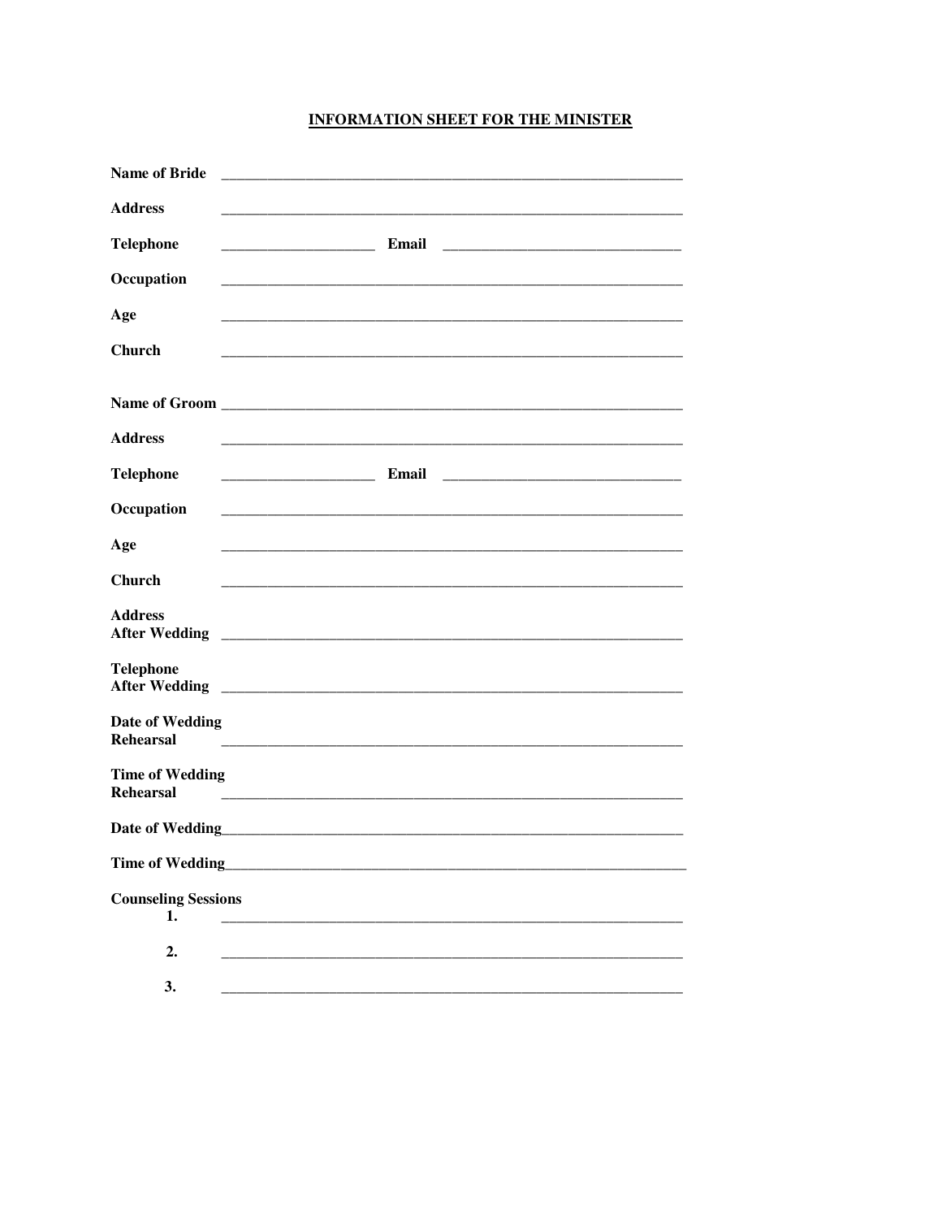# INFORMATION SHEET FOR THE MINISTER

**Name of Bride** ______________________________________________________________

**Address** ______________________________________________________________

**Telephone** ____________________ **Email** ________________________________

**Occupation** ______________________________________________________________

**Age** ______________________________________________________________

**Church** ______________________________________________________________

**Name of Groom** ______________________________________________________________

**Address** ______________________________________________________________

**Telephone** ____________________ **Email** ________________________________

**Occupation** ______________________________________________________________

**Age** ______________________________________________________________

**Church** ______________________________________________________________

**Address After Wedding** ______________________________________________________________

**Telephone After Wedding** ______________________________________________________________

**Date of Wedding Rehearsal** ______________________________________________________________

**Time of Wedding Rehearsal** ______________________________________________________________

**Date of Wedding** ______________________________________________________________

**Time of Wedding** ______________________________________________________________

**Counseling Sessions**

**1.** ______________________________________________________________

**2.** ______________________________________________________________

**3.** ______________________________________________________________